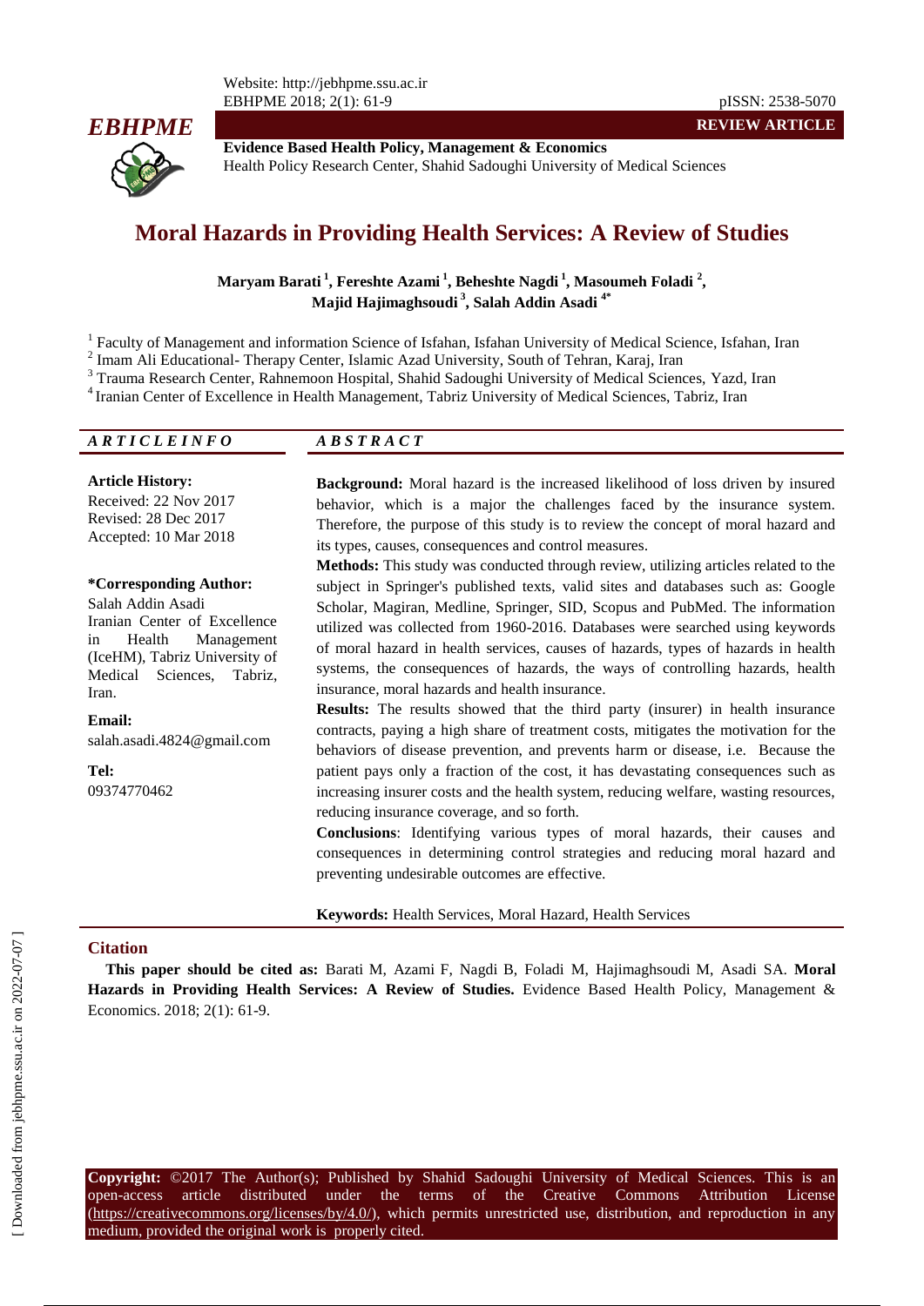REVIEW ARTICLE

**Evidence Based Health Policy, Management & Economics**
Health Policy Research Center, Shahid Sadoughi University of Medical Sciences

# Moral Hazards in Providing Health Services: A Review of Studies

**Maryam Barati [1], Fereshte Azami [1], Beheshte Nagdi [1], Masoumeh Foladi [2], Majid Hajimaghsoudi [3], Salah Addin Asadi [4*]**

[1] Faculty of Management and information Science of Isfahan, Isfahan University of Medical Science, Isfahan, Iran
[2] Imam Ali Educational- Therapy Center, Islamic Azad University, South of Tehran, Karaj, Iran
[3] Trauma Research Center, Rahnemoon Hospital, Shahid Sadoughi University of Medical Sciences, Yazd, Iran
[4] Iranian Center of Excellence in Health Management, Tabriz University of Medical Sciences, Tabriz, Iran

## ARTICLE INFO

**Article History:**
Received: 22 Nov 2017
Revised: 28 Dec 2017
Accepted: 10 Mar 2018

**\*Corresponding Author:**
Salah Addin Asadi
Iranian Center of Excellence in Health Management (IceHM), Tabriz University of Medical Sciences, Tabriz, Iran.

**Email:**
salah.asadi.4824@gmail.com

**Tel:**
09374770462

## ABSTRACT

**Background:** Moral hazard is the increased likelihood of loss driven by insured behavior, which is a major the challenges faced by the insurance system. Therefore, the purpose of this study is to review the concept of moral hazard and its types, causes, consequences and control measures.

**Methods:** This study was conducted through review, utilizing articles related to the subject in Springer's published texts, valid sites and databases such as: Google Scholar, Magiran, Medline, Springer, SID, Scopus and PubMed. The information utilized was collected from 1960-2016. Databases were searched using keywords of moral hazard in health services, causes of hazards, types of hazards in health systems, the consequences of hazards, the ways of controlling hazards, health insurance, moral hazards and health insurance.

**Results:** The results showed that the third party (insurer) in health insurance contracts, paying a high share of treatment costs, mitigates the motivation for the behaviors of disease prevention, and prevents harm or disease, i.e. Because the patient pays only a fraction of the cost, it has devastating consequences such as increasing insurer costs and the health system, reducing welfare, wasting resources, reducing insurance coverage, and so forth.

**Conclusions**: Identifying various types of moral hazards, their causes and consequences in determining control strategies and reducing moral hazard and preventing undesirable outcomes are effective.

**Keywords:** Health Services, Moral Hazard, Health Services

## Citation

**This paper should be cited as:** Barati M, Azami F, Nagdi B, Foladi M, Hajimaghsoudi M, Asadi SA. **Moral Hazards in Providing Health Services: A Review of Studies.** Evidence Based Health Policy, Management & Economics. 2018; 2(1): 61-9.

**Copyright:** ©2017 The Author(s); Published by Shahid Sadoughi University of Medical Sciences. This is an open-access article distributed under the terms of the Creative Commons Attribution License (https://creativecommons.org/licenses/by/4.0/), which permits unrestricted use, distribution, and reproduction in any medium, provided the original work is properly cited.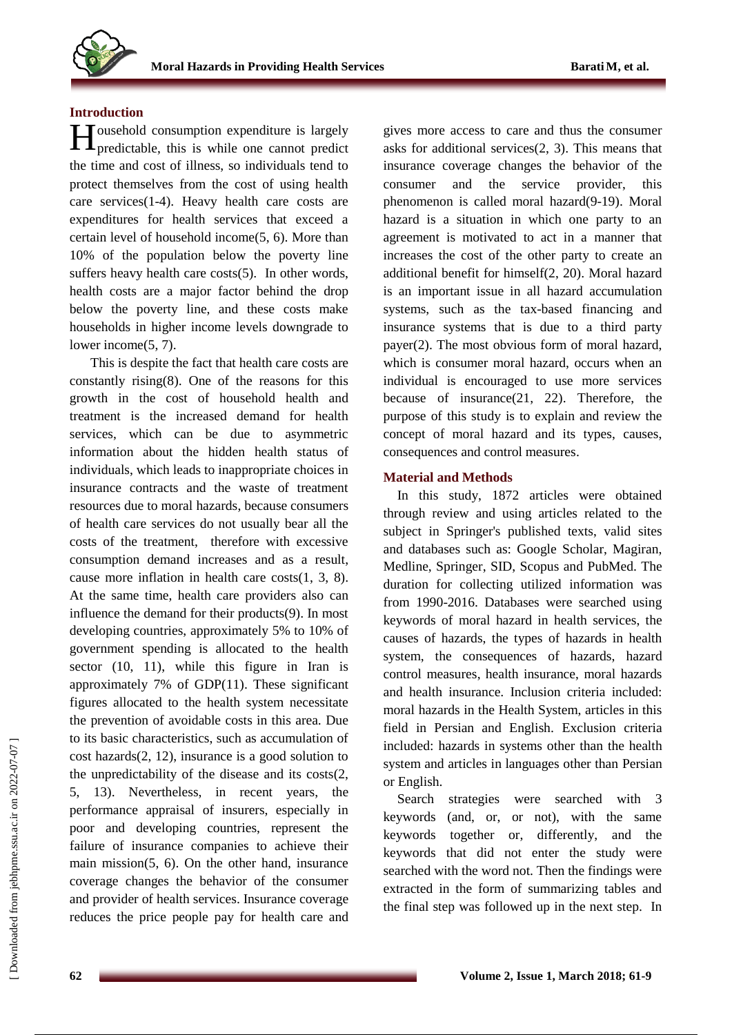## Introduction

Household consumption expenditure is largely predictable, this is while one cannot predict the time and cost of illness, so individuals tend to protect themselves from the cost of using health care services(1-4). Heavy health care costs are expenditures for health services that exceed a certain level of household income(5, 6). More than 10% of the population below the poverty line suffers heavy health care costs(5). In other words, health costs are a major factor behind the drop below the poverty line, and these costs make households in higher income levels downgrade to lower income(5, 7).

This is despite the fact that health care costs are constantly rising(8). One of the reasons for this growth in the cost of household health and treatment is the increased demand for health services, which can be due to asymmetric information about the hidden health status of individuals, which leads to inappropriate choices in insurance contracts and the waste of treatment resources due to moral hazards, because consumers of health care services do not usually bear all the costs of the treatment, therefore with excessive consumption demand increases and as a result, cause more inflation in health care costs(1, 3, 8). At the same time, health care providers also can influence the demand for their products(9). In most developing countries, approximately 5% to 10% of government spending is allocated to the health sector (10, 11), while this figure in Iran is approximately 7% of GDP(11). These significant figures allocated to the health system necessitate the prevention of avoidable costs in this area. Due to its basic characteristics, such as accumulation of cost hazards(2, 12), insurance is a good solution to the unpredictability of the disease and its costs(2, 5, 13). Nevertheless, in recent years, the performance appraisal of insurers, especially in poor and developing countries, represent the failure of insurance companies to achieve their main mission(5, 6). On the other hand, insurance coverage changes the behavior of the consumer and provider of health services. Insurance coverage reduces the price people pay for health care and gives more access to care and thus the consumer asks for additional services(2, 3). This means that insurance coverage changes the behavior of the consumer and the service provider, this phenomenon is called moral hazard(9-19). Moral hazard is a situation in which one party to an agreement is motivated to act in a manner that increases the cost of the other party to create an additional benefit for himself(2, 20). Moral hazard is an important issue in all hazard accumulation systems, such as the tax-based financing and insurance systems that is due to a third party payer(2). The most obvious form of moral hazard, which is consumer moral hazard, occurs when an individual is encouraged to use more services because of insurance(21, 22). Therefore, the purpose of this study is to explain and review the concept of moral hazard and its types, causes, consequences and control measures.

## Material and Methods

In this study, 1872 articles were obtained through review and using articles related to the subject in Springer's published texts, valid sites and databases such as: Google Scholar, Magiran, Medline, Springer, SID, Scopus and PubMed. The duration for collecting utilized information was from 1990-2016. Databases were searched using keywords of moral hazard in health services, the causes of hazards, the types of hazards in health system, the consequences of hazards, hazard control measures, health insurance, moral hazards and health insurance. Inclusion criteria included: moral hazards in the Health System, articles in this field in Persian and English. Exclusion criteria included: hazards in systems other than the health system and articles in languages other than Persian or English.

Search strategies were searched with 3 keywords (and, or, or not), with the same keywords together or, differently, and the keywords that did not enter the study were searched with the word not. Then the findings were extracted in the form of summarizing tables and the final step was followed up in the next step. In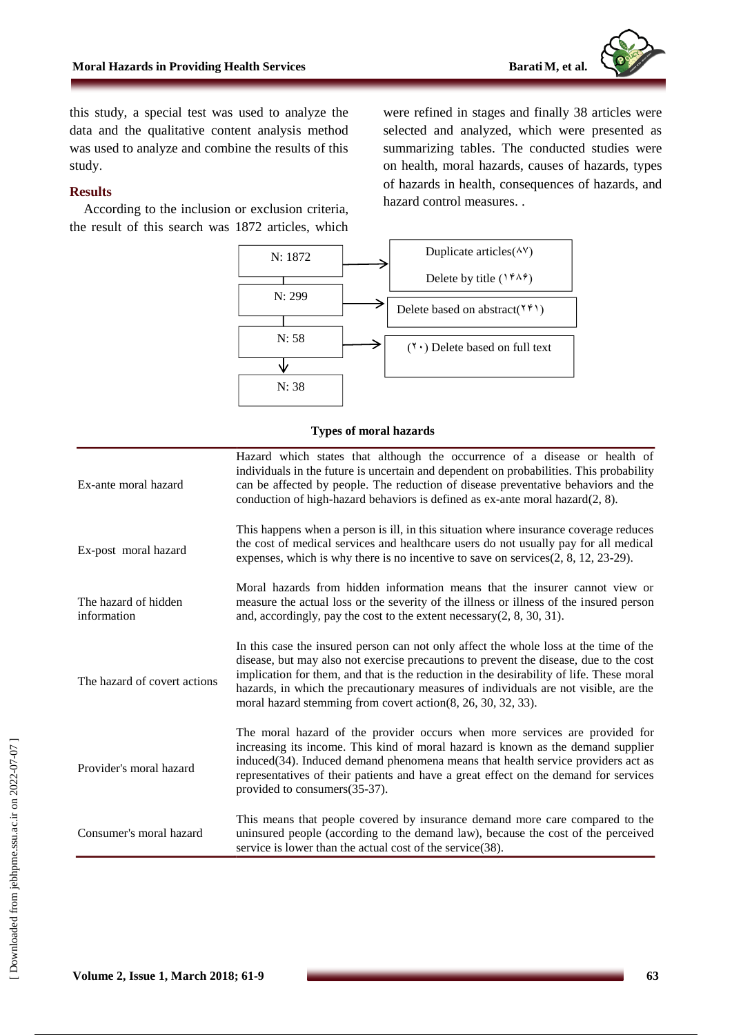this study, a special test was used to analyze the data and the qualitative content analysis method was used to analyze and combine the results of this study.

## Results

According to the inclusion or exclusion criteria, the result of this search was 1872 articles, which were refined in stages and finally 38 articles were selected and analyzed, which were presented as summarizing tables. The conducted studies were on health, moral hazards, causes of hazards, types of hazards in health, consequences of hazards, and hazard control measures. .

N: 1872 → Duplicate articles(۸۷)
Delete by title (۱۴۸۶)

N: 299 → Delete based on abstract(۲۴۱)

N: 58 → (۲۰) Delete based on full text

N: 38

**Types of moral hazards**

| | |
|---|---|
| Ex-ante moral hazard | Hazard which states that although the occurrence of a disease or health of individuals in the future is uncertain and dependent on probabilities. This probability can be affected by people. The reduction of disease preventative behaviors and the conduction of high-hazard behaviors is defined as ex-ante moral hazard(2, 8). |
| Ex-post moral hazard | This happens when a person is ill, in this situation where insurance coverage reduces the cost of medical services and healthcare users do not usually pay for all medical expenses, which is why there is no incentive to save on services(2, 8, 12, 23-29). |
| The hazard of hidden information | Moral hazards from hidden information means that the insurer cannot view or measure the actual loss or the severity of the illness or illness of the insured person and, accordingly, pay the cost to the extent necessary(2, 8, 30, 31). |
| The hazard of covert actions | In this case the insured person can not only affect the whole loss at the time of the disease, but may also not exercise precautions to prevent the disease, due to the cost implication for them, and that is the reduction in the desirability of life. These moral hazards, in which the precautionary measures of individuals are not visible, are the moral hazard stemming from covert action(8, 26, 30, 32, 33). |
| Provider's moral hazard | The moral hazard of the provider occurs when more services are provided for increasing its income. This kind of moral hazard is known as the demand supplier induced(34). Induced demand phenomena means that health service providers act as representatives of their patients and have a great effect on the demand for services provided to consumers(35-37). |
| Consumer's moral hazard | This means that people covered by insurance demand more care compared to the uninsured people (according to the demand law), because the cost of the perceived service is lower than the actual cost of the service(38). |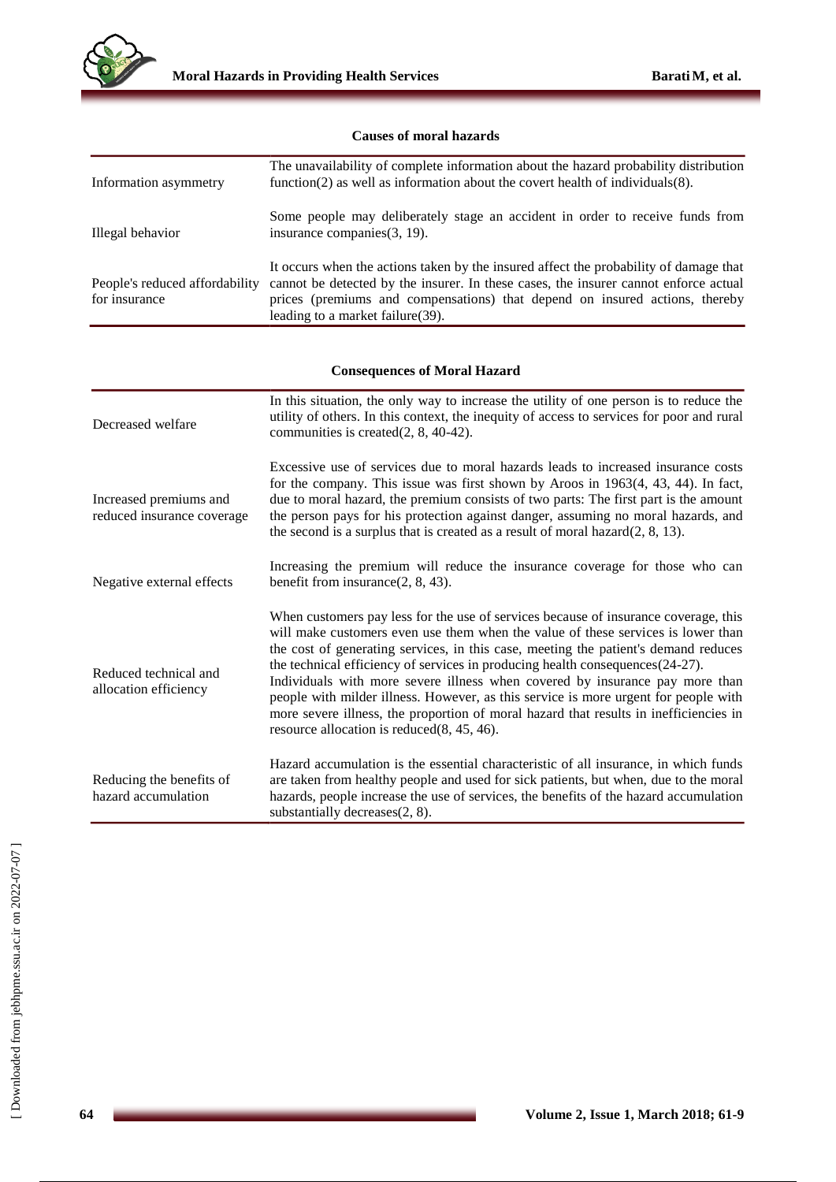**Causes of moral hazards**

| | |
|---|---|
| Information asymmetry | The unavailability of complete information about the hazard probability distribution function(2) as well as information about the covert health of individuals(8). |
| Illegal behavior | Some people may deliberately stage an accident in order to receive funds from insurance companies(3, 19). |
| People's reduced affordability for insurance | It occurs when the actions taken by the insured affect the probability of damage that cannot be detected by the insurer. In these cases, the insurer cannot enforce actual prices (premiums and compensations) that depend on insured actions, thereby leading to a market failure(39). |

**Consequences of Moral Hazard**

| | |
|---|---|
| Decreased welfare | In this situation, the only way to increase the utility of one person is to reduce the utility of others. In this context, the inequity of access to services for poor and rural communities is created(2, 8, 40-42). |
| Increased premiums and reduced insurance coverage | Excessive use of services due to moral hazards leads to increased insurance costs for the company. This issue was first shown by Aroos in 1963(4, 43, 44). In fact, due to moral hazard, the premium consists of two parts: The first part is the amount the person pays for his protection against danger, assuming no moral hazards, and the second is a surplus that is created as a result of moral hazard(2, 8, 13). |
| Negative external effects | Increasing the premium will reduce the insurance coverage for those who can benefit from insurance(2, 8, 43). |
| Reduced technical and allocation efficiency | When customers pay less for the use of services because of insurance coverage, this will make customers even use them when the value of these services is lower than the cost of generating services, in this case, meeting the patient's demand reduces the technical efficiency of services in producing health consequences(24-27). Individuals with more severe illness when covered by insurance pay more than people with milder illness. However, as this service is more urgent for people with more severe illness, the proportion of moral hazard that results in inefficiencies in resource allocation is reduced(8, 45, 46). |
| Reducing the benefits of hazard accumulation | Hazard accumulation is the essential characteristic of all insurance, in which funds are taken from healthy people and used for sick patients, but when, due to the moral hazards, people increase the use of services, the benefits of the hazard accumulation substantially decreases(2, 8). |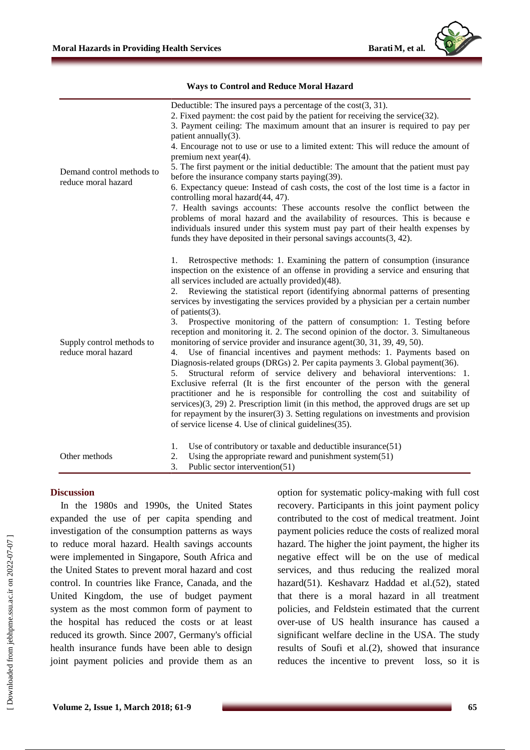| Ways to Control and Reduce Moral Hazard | |
|---|---|
| Demand control methods to reduce moral hazard | Deductible: The insured pays a percentage of the cost(3, 31).<br>2. Fixed payment: the cost paid by the patient for receiving the service(32).<br>3. Payment ceiling: The maximum amount that an insurer is required to pay per patient annually(3).<br>4. Encourage not to use or use to a limited extent: This will reduce the amount of premium next year(4).<br>5. The first payment or the initial deductible: The amount that the patient must pay before the insurance company starts paying(39).<br>6. Expectancy queue: Instead of cash costs, the cost of the lost time is a factor in controlling moral hazard(44, 47).<br>7. Health savings accounts: These accounts resolve the conflict between the problems of moral hazard and the availability of resources. This is because e individuals insured under this system must pay part of their health expenses by funds they have deposited in their personal savings accounts(3, 42). |
| Supply control methods to reduce moral hazard | 1. Retrospective methods: 1. Examining the pattern of consumption (insurance inspection on the existence of an offense in providing a service and ensuring that all services included are actually provided)(48).<br>2. Reviewing the statistical report (identifying abnormal patterns of presenting services by investigating the services provided by a physician per a certain number of patients(3).<br>3. Prospective monitoring of the pattern of consumption: 1. Testing before reception and monitoring it. 2. The second opinion of the doctor. 3. Simultaneous monitoring of service provider and insurance agent(30, 31, 39, 49, 50).<br>4. Use of financial incentives and payment methods: 1. Payments based on Diagnosis-related groups (DRGs) 2. Per capita payments 3. Global payment(36).<br>5. Structural reform of service delivery and behavioral interventions: 1. Exclusive referral (It is the first encounter of the person with the general practitioner and he is responsible for controlling the cost and suitability of services)(3, 29) 2. Prescription limit (in this method, the approved drugs are set up for repayment by the insurer(3) 3. Setting regulations on investments and provision of service license 4. Use of clinical guidelines(35). |
| Other methods | 1. Use of contributory or taxable and deductible insurance(51)<br>2. Using the appropriate reward and punishment system(51)<br>3. Public sector intervention(51) |

## Discussion

In the 1980s and 1990s, the United States expanded the use of per capita spending and investigation of the consumption patterns as ways to reduce moral hazard. Health savings accounts were implemented in Singapore, South Africa and the United States to prevent moral hazard and cost control. In countries like France, Canada, and the United Kingdom, the use of budget payment system as the most common form of payment to the hospital has reduced the costs or at least reduced its growth. Since 2007, Germany's official health insurance funds have been able to design joint payment policies and provide them as an option for systematic policy-making with full cost recovery. Participants in this joint payment policy contributed to the cost of medical treatment. Joint payment policies reduce the costs of realized moral hazard. The higher the joint payment, the higher its negative effect will be on the use of medical services, and thus reducing the realized moral hazard(51). Keshavarz Haddad et al.(52), stated that there is a moral hazard in all treatment policies, and Feldstein estimated that the current over-use of US health insurance has caused a significant welfare decline in the USA. The study results of Soufi et al.(2), showed that insurance reduces the incentive to prevent loss, so it is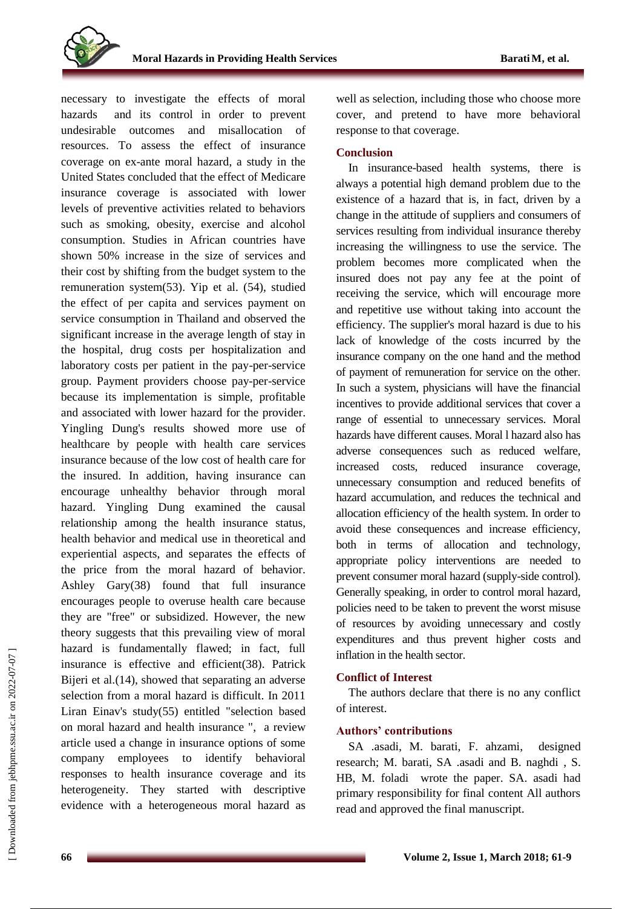necessary to investigate the effects of moral hazards and its control in order to prevent undesirable outcomes and misallocation of resources. To assess the effect of insurance coverage on ex-ante moral hazard, a study in the United States concluded that the effect of Medicare insurance coverage is associated with lower levels of preventive activities related to behaviors such as smoking, obesity, exercise and alcohol consumption. Studies in African countries have shown 50% increase in the size of services and their cost by shifting from the budget system to the remuneration system(53). Yip et al. (54), studied the effect of per capita and services payment on service consumption in Thailand and observed the significant increase in the average length of stay in the hospital, drug costs per hospitalization and laboratory costs per patient in the pay-per-service group. Payment providers choose pay-per-service because its implementation is simple, profitable and associated with lower hazard for the provider. Yingling Dung's results showed more use of healthcare by people with health care services insurance because of the low cost of health care for the insured. In addition, having insurance can encourage unhealthy behavior through moral hazard. Yingling Dung examined the causal relationship among the health insurance status, health behavior and medical use in theoretical and experiential aspects, and separates the effects of the price from the moral hazard of behavior. Ashley Gary(38) found that full insurance encourages people to overuse health care because they are "free" or subsidized. However, the new theory suggests that this prevailing view of moral hazard is fundamentally flawed; in fact, full insurance is effective and efficient(38). Patrick Bijeri et al.(14), showed that separating an adverse selection from a moral hazard is difficult. In 2011 Liran Einav's study(55) entitled "selection based on moral hazard and health insurance ", a review article used a change in insurance options of some company employees to identify behavioral responses to health insurance coverage and its heterogeneity. They started with descriptive evidence with a heterogeneous moral hazard as well as selection, including those who choose more cover, and pretend to have more behavioral response to that coverage.

## Conclusion

In insurance-based health systems, there is always a potential high demand problem due to the existence of a hazard that is, in fact, driven by a change in the attitude of suppliers and consumers of services resulting from individual insurance thereby increasing the willingness to use the service. The problem becomes more complicated when the insured does not pay any fee at the point of receiving the service, which will encourage more and repetitive use without taking into account the efficiency. The supplier's moral hazard is due to his lack of knowledge of the costs incurred by the insurance company on the one hand and the method of payment of remuneration for service on the other. In such a system, physicians will have the financial incentives to provide additional services that cover a range of essential to unnecessary services. Moral hazards have different causes. Moral l hazard also has adverse consequences such as reduced welfare, increased costs, reduced insurance coverage, unnecessary consumption and reduced benefits of hazard accumulation, and reduces the technical and allocation efficiency of the health system. In order to avoid these consequences and increase efficiency, both in terms of allocation and technology, appropriate policy interventions are needed to prevent consumer moral hazard (supply-side control). Generally speaking, in order to control moral hazard, policies need to be taken to prevent the worst misuse of resources by avoiding unnecessary and costly expenditures and thus prevent higher costs and inflation in the health sector.

## Conflict of Interest

The authors declare that there is no any conflict of interest.

## Authors' contributions

SA .asadi, M. barati, F. ahzami, designed research; M. barati, SA .asadi and B. naghdi , S. HB, M. foladi wrote the paper. SA. asadi had primary responsibility for final content All authors read and approved the final manuscript.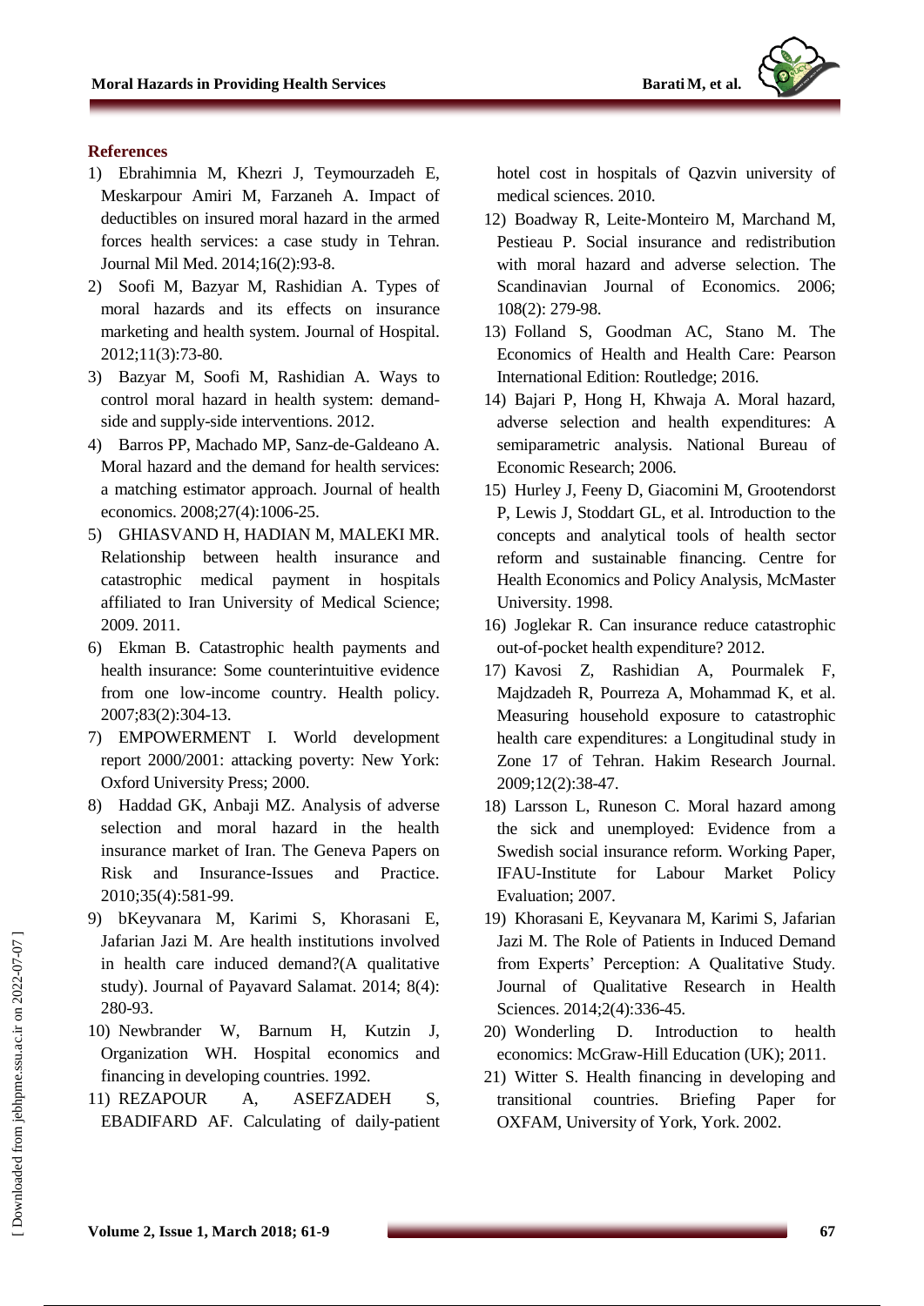### References

1) Ebrahimnia M, Khezri J, Teymourzadeh E, Meskarpour Amiri M, Farzaneh A. Impact of deductibles on insured moral hazard in the armed forces health services: a case study in Tehran. Journal Mil Med. 2014;16(2):93-8.
2) Soofi M, Bazyar M, Rashidian A. Types of moral hazards and its effects on insurance marketing and health system. Journal of Hospital. 2012;11(3):73-80.
3) Bazyar M, Soofi M, Rashidian A. Ways to control moral hazard in health system: demand-side and supply-side interventions. 2012.
4) Barros PP, Machado MP, Sanz-de-Galdeano A. Moral hazard and the demand for health services: a matching estimator approach. Journal of health economics. 2008;27(4):1006-25.
5) GHIASVAND H, HADIAN M, MALEKI MR. Relationship between health insurance and catastrophic medical payment in hospitals affiliated to Iran University of Medical Science; 2009. 2011.
6) Ekman B. Catastrophic health payments and health insurance: Some counterintuitive evidence from one low-income country. Health policy. 2007;83(2):304-13.
7) EMPOWERMENT I. World development report 2000/2001: attacking poverty: New York: Oxford University Press; 2000.
8) Haddad GK, Anbaji MZ. Analysis of adverse selection and moral hazard in the health insurance market of Iran. The Geneva Papers on Risk and Insurance-Issues and Practice. 2010;35(4):581-99.
9) bKeyvanara M, Karimi S, Khorasani E, Jafarian Jazi M. Are health institutions involved in health care induced demand?(A qualitative study). Journal of Payavard Salamat. 2014; 8(4): 280-93.
10) Newbrander W, Barnum H, Kutzin J, Organization WH. Hospital economics and financing in developing countries. 1992.
11) REZAPOUR A, ASEFZADEH S, EBADIFARD AF. Calculating of daily-patient hotel cost in hospitals of Qazvin university of medical sciences. 2010.
12) Boadway R, Leite-Monteiro M, Marchand M, Pestieau P. Social insurance and redistribution with moral hazard and adverse selection. The Scandinavian Journal of Economics. 2006; 108(2): 279-98.
13) Folland S, Goodman AC, Stano M. The Economics of Health and Health Care: Pearson International Edition: Routledge; 2016.
14) Bajari P, Hong H, Khwaja A. Moral hazard, adverse selection and health expenditures: A semiparametric analysis. National Bureau of Economic Research; 2006.
15) Hurley J, Feeny D, Giacomini M, Grootendorst P, Lewis J, Stoddart GL, et al. Introduction to the concepts and analytical tools of health sector reform and sustainable financing. Centre for Health Economics and Policy Analysis, McMaster University. 1998.
16) Joglekar R. Can insurance reduce catastrophic out-of-pocket health expenditure? 2012.
17) Kavosi Z, Rashidian A, Pourmalek F, Majdzadeh R, Pourreza A, Mohammad K, et al. Measuring household exposure to catastrophic health care expenditures: a Longitudinal study in Zone 17 of Tehran. Hakim Research Journal. 2009;12(2):38-47.
18) Larsson L, Runeson C. Moral hazard among the sick and unemployed: Evidence from a Swedish social insurance reform. Working Paper, IFAU-Institute for Labour Market Policy Evaluation; 2007.
19) Khorasani E, Keyvanara M, Karimi S, Jafarian Jazi M. The Role of Patients in Induced Demand from Experts' Perception: A Qualitative Study. Journal of Qualitative Research in Health Sciences. 2014;2(4):336-45.
20) Wonderling D. Introduction to health economics: McGraw-Hill Education (UK); 2011.
21) Witter S. Health financing in developing and transitional countries. Briefing Paper for OXFAM, University of York, York. 2002.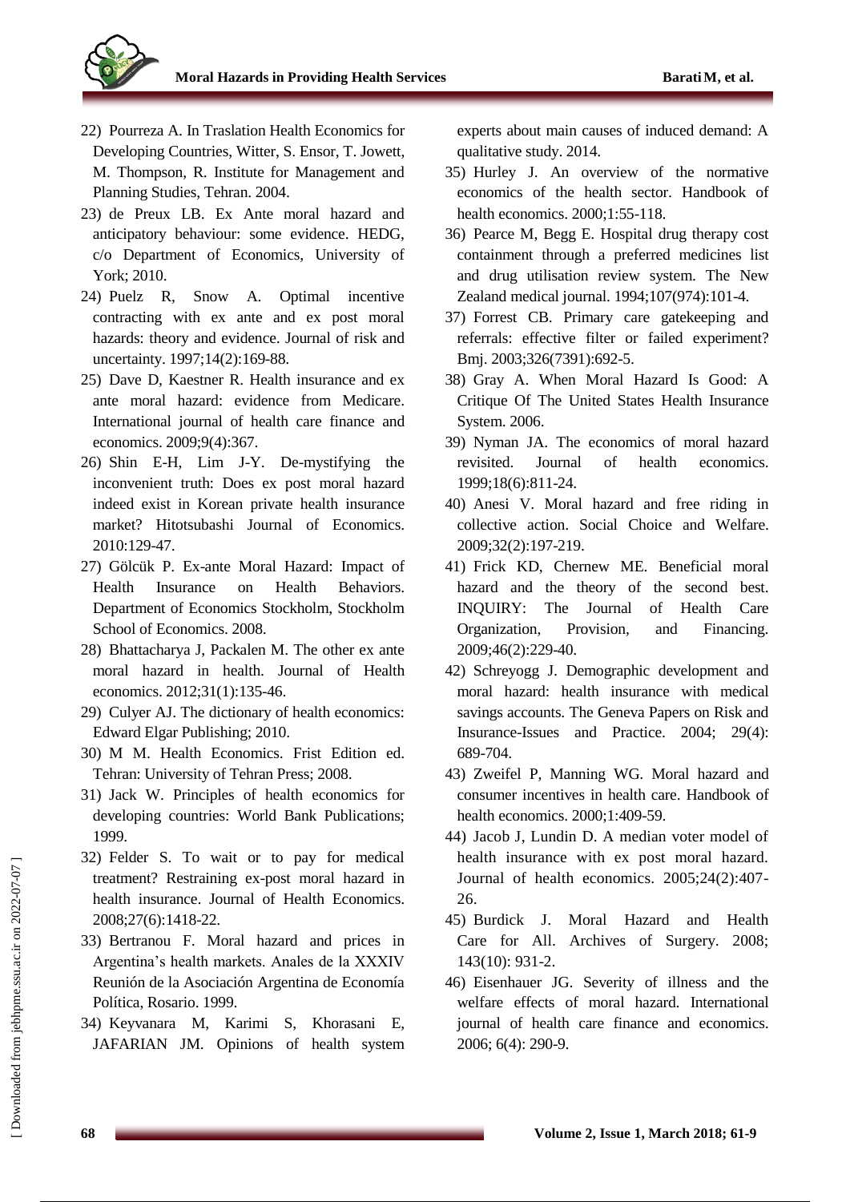22) Pourreza A. In Traslation Health Economics for Developing Countries, Witter, S. Ensor, T. Jowett, M. Thompson, R. Institute for Management and Planning Studies, Tehran. 2004.
23) de Preux LB. Ex Ante moral hazard and anticipatory behaviour: some evidence. HEDG, c/o Department of Economics, University of York; 2010.
24) Puelz R, Snow A. Optimal incentive contracting with ex ante and ex post moral hazards: theory and evidence. Journal of risk and uncertainty. 1997;14(2):169-88.
25) Dave D, Kaestner R. Health insurance and ex ante moral hazard: evidence from Medicare. International journal of health care finance and economics. 2009;9(4):367.
26) Shin E-H, Lim J-Y. De-mystifying the inconvenient truth: Does ex post moral hazard indeed exist in Korean private health insurance market? Hitotsubashi Journal of Economics. 2010:129-47.
27) Gölcük P. Ex-ante Moral Hazard: Impact of Health Insurance on Health Behaviors. Department of Economics Stockholm, Stockholm School of Economics. 2008.
28) Bhattacharya J, Packalen M. The other ex ante moral hazard in health. Journal of Health economics. 2012;31(1):135-46.
29) Culyer AJ. The dictionary of health economics: Edward Elgar Publishing; 2010.
30) M M. Health Economics. Frist Edition ed. Tehran: University of Tehran Press; 2008.
31) Jack W. Principles of health economics for developing countries: World Bank Publications; 1999.
32) Felder S. To wait or to pay for medical treatment? Restraining ex-post moral hazard in health insurance. Journal of Health Economics. 2008;27(6):1418-22.
33) Bertranou F. Moral hazard and prices in Argentina's health markets. Anales de la XXXIV Reunión de la Asociación Argentina de Economía Política, Rosario. 1999.
34) Keyvanara M, Karimi S, Khorasani E, JAFARIAN JM. Opinions of health system experts about main causes of induced demand: A qualitative study. 2014.
35) Hurley J. An overview of the normative economics of the health sector. Handbook of health economics. 2000;1:55-118.
36) Pearce M, Begg E. Hospital drug therapy cost containment through a preferred medicines list and drug utilisation review system. The New Zealand medical journal. 1994;107(974):101-4.
37) Forrest CB. Primary care gatekeeping and referrals: effective filter or failed experiment? Bmj. 2003;326(7391):692-5.
38) Gray A. When Moral Hazard Is Good: A Critique Of The United States Health Insurance System. 2006.
39) Nyman JA. The economics of moral hazard revisited. Journal of health economics. 1999;18(6):811-24.
40) Anesi V. Moral hazard and free riding in collective action. Social Choice and Welfare. 2009;32(2):197-219.
41) Frick KD, Chernew ME. Beneficial moral hazard and the theory of the second best. INQUIRY: The Journal of Health Care Organization, Provision, and Financing. 2009;46(2):229-40.
42) Schreyogg J. Demographic development and moral hazard: health insurance with medical savings accounts. The Geneva Papers on Risk and Insurance-Issues and Practice. 2004; 29(4): 689-704.
43) Zweifel P, Manning WG. Moral hazard and consumer incentives in health care. Handbook of health economics. 2000;1:409-59.
44) Jacob J, Lundin D. A median voter model of health insurance with ex post moral hazard. Journal of health economics. 2005;24(2):407-26.
45) Burdick J. Moral Hazard and Health Care for All. Archives of Surgery. 2008; 143(10): 931-2.
46) Eisenhauer JG. Severity of illness and the welfare effects of moral hazard. International journal of health care finance and economics. 2006; 6(4): 290-9.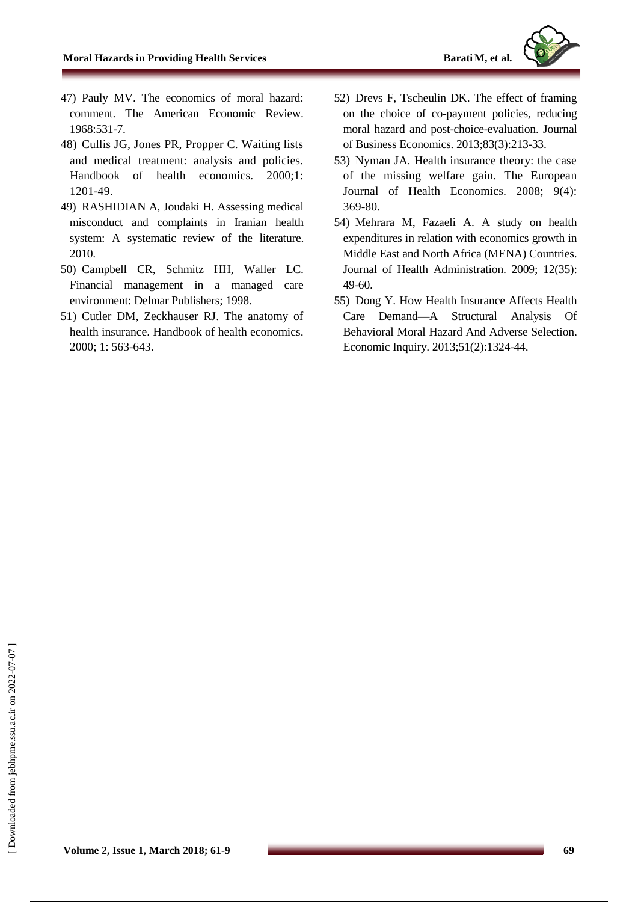47) Pauly MV. The economics of moral hazard: comment. The American Economic Review. 1968:531-7.

48) Cullis JG, Jones PR, Propper C. Waiting lists and medical treatment: analysis and policies. Handbook of health economics. 2000;1: 1201-49.

49) RASHIDIAN A, Joudaki H. Assessing medical misconduct and complaints in Iranian health system: A systematic review of the literature. 2010.

50) Campbell CR, Schmitz HH, Waller LC. Financial management in a managed care environment: Delmar Publishers; 1998.

51) Cutler DM, Zeckhauser RJ. The anatomy of health insurance. Handbook of health economics. 2000; 1: 563-643.

52) Drevs F, Tscheulin DK. The effect of framing on the choice of co-payment policies, reducing moral hazard and post-choice-evaluation. Journal of Business Economics. 2013;83(3):213-33.

53) Nyman JA. Health insurance theory: the case of the missing welfare gain. The European Journal of Health Economics. 2008; 9(4): 369-80.

54) Mehrara M, Fazaeli A. A study on health expenditures in relation with economics growth in Middle East and North Africa (MENA) Countries. Journal of Health Administration. 2009; 12(35): 49-60.

55) Dong Y. How Health Insurance Affects Health Care Demand—A Structural Analysis Of Behavioral Moral Hazard And Adverse Selection. Economic Inquiry. 2013;51(2):1324-44.